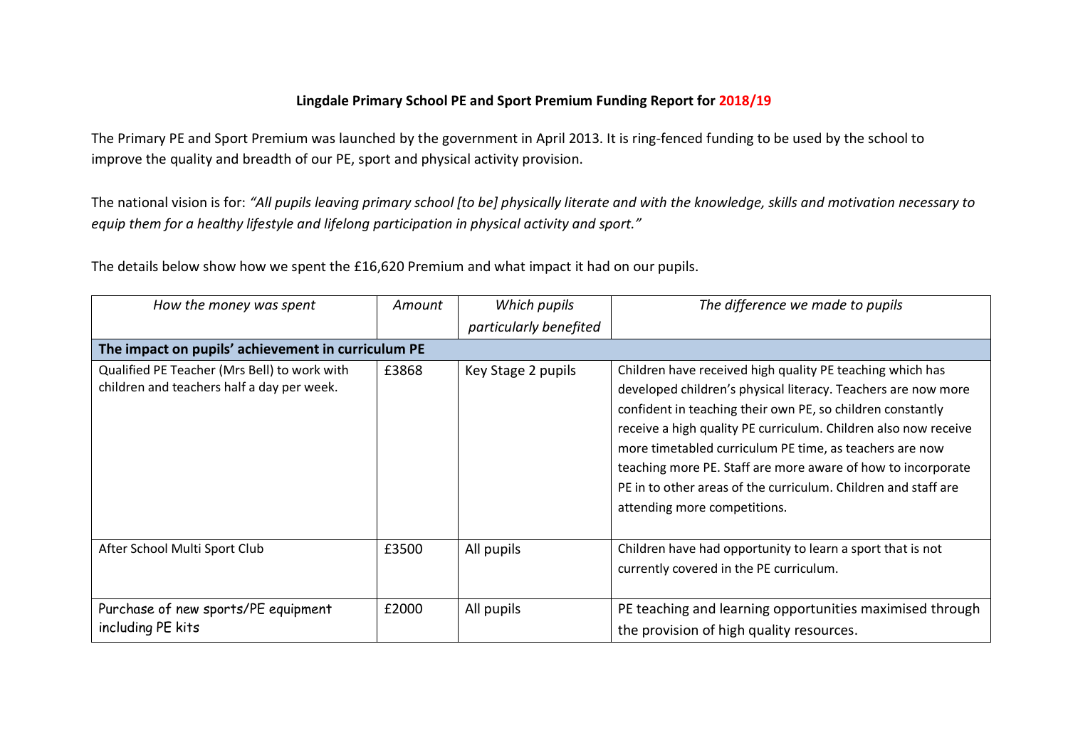**Lingdale Primary School PE and Sport Premium Funding Report for 2018/19**

The Primary PE and Sport Premium was launched by the government in April 2013. It is ring-fenced funding to be used by the school to improve the quality and breadth of our PE, sport and physical activity provision.

The national vision is for: *"All pupils leaving primary school [to be] physically literate and with the knowledge, skills and motivation necessary to equip them for a healthy lifestyle and lifelong participation in physical activity and sport."*

The details below show how we spent the £16,620 Premium and what impact it had on our pupils.

| *How the money was spent* | *Amount* | *Which pupils particularly benefited* | *The difference we made to pupils* |
|---|---|---|---|
| **The impact on pupils' achievement in curriculum PE** | | | |
| Qualified PE Teacher (Mrs Bell) to work with children and teachers half a day per week. | £3868 | Key Stage 2 pupils | Children have received high quality PE teaching which has developed children's physical literacy. Teachers are now more confident in teaching their own PE, so children constantly receive a high quality PE curriculum. Children also now receive more timetabled curriculum PE time, as teachers are now teaching more PE. Staff are more aware of how to incorporate PE in to other areas of the curriculum. Children and staff are attending more competitions. |
| After School Multi Sport Club | £3500 | All pupils | Children have had opportunity to learn a sport that is not currently covered in the PE curriculum. |
| Purchase of new sports/PE equipment including PE kits | £2000 | All pupils | PE teaching and learning opportunities maximised through the provision of high quality resources. |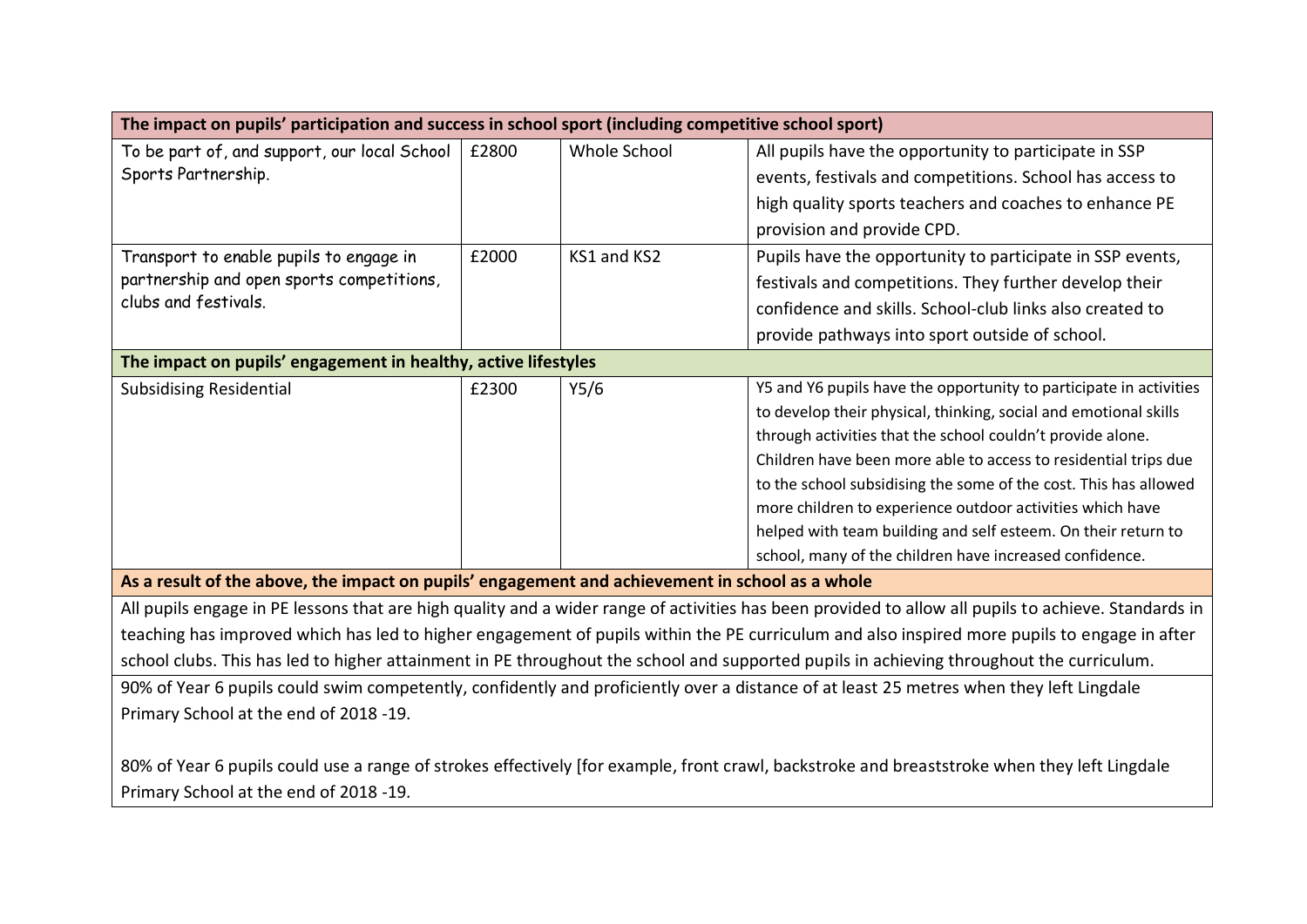| | | | |
|---|---|---|---|
| **The impact on pupils' participation and success in school sport (including competitive school sport)** | | | |
| To be part of, and support, our local School Sports Partnership. | £2800 | Whole School | All pupils have the opportunity to participate in SSP events, festivals and competitions. School has access to high quality sports teachers and coaches to enhance PE provision and provide CPD. |
| Transport to enable pupils to engage in partnership and open sports competitions, clubs and festivals. | £2000 | KS1 and KS2 | Pupils have the opportunity to participate in SSP events, festivals and competitions. They further develop their confidence and skills. School-club links also created to provide pathways into sport outside of school. |
| **The impact on pupils' engagement in healthy, active lifestyles** | | | |
| Subsidising Residential | £2300 | Y5/6 | Y5 and Y6 pupils have the opportunity to participate in activities to develop their physical, thinking, social and emotional skills through activities that the school couldn't provide alone. Children have been more able to access to residential trips due to the school subsidising the some of the cost. This has allowed more children to experience outdoor activities which have helped with team building and self esteem. On their return to school, many of the children have increased confidence. |
| **As a result of the above, the impact on pupils' engagement and achievement in school as a whole** | | | |
| All pupils engage in PE lessons that are high quality and a wider range of activities has been provided to allow all pupils to achieve. Standards in teaching has improved which has led to higher engagement of pupils within the PE curriculum and also inspired more pupils to engage in after school clubs. This has led to higher attainment in PE throughout the school and supported pupils in achieving throughout the curriculum. | | | |
| 90% of Year 6 pupils could swim competently, confidently and proficiently over a distance of at least 25 metres when they left Lingdale Primary School at the end of 2018 -19.<br><br>80% of Year 6 pupils could use a range of strokes effectively [for example, front crawl, backstroke and breaststroke when they left Lingdale Primary School at the end of 2018 -19. | | | |